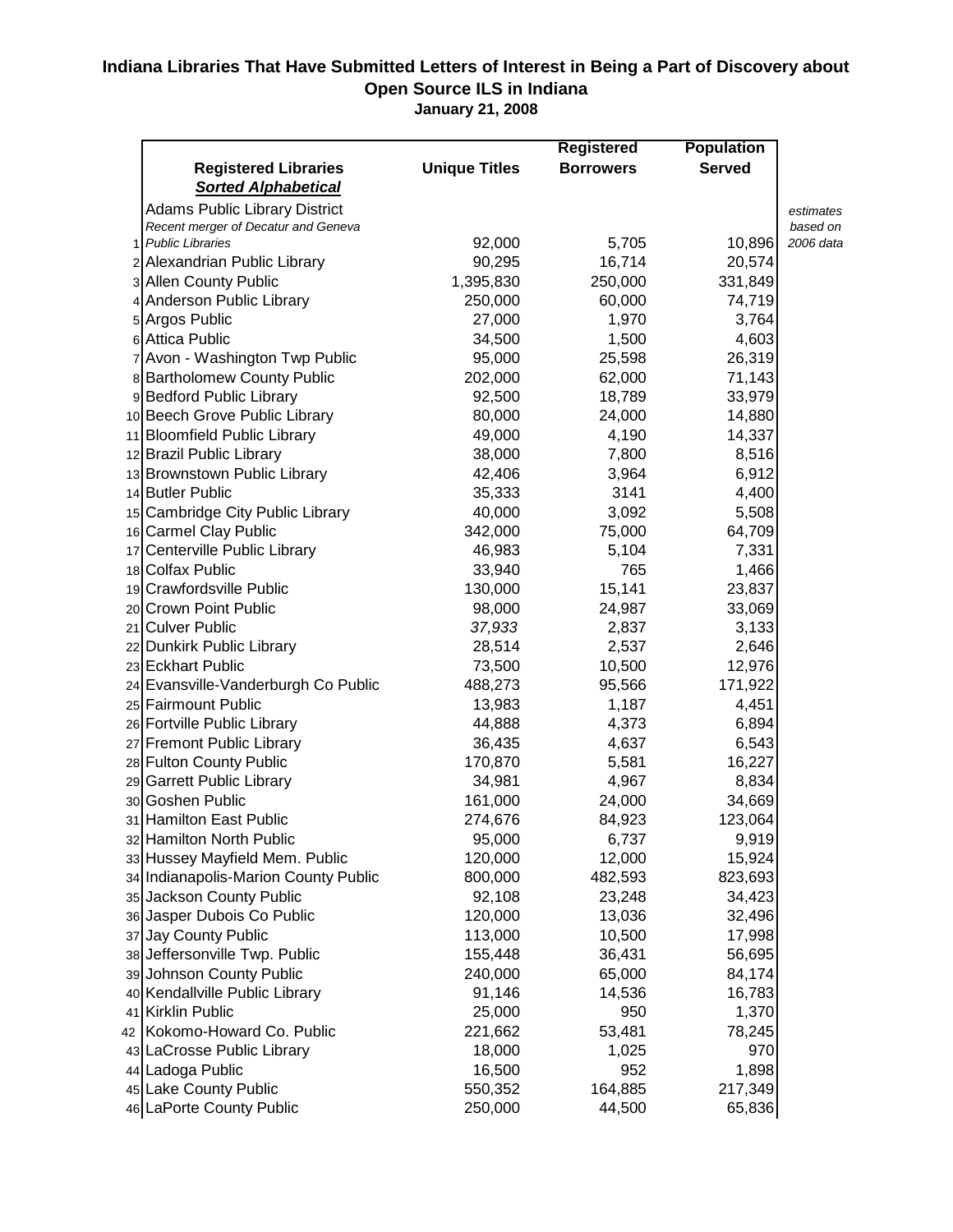# Indiana Libraries That Have Submitted Letters of Interest in Being a Part of Discovery about Open Source ILS in Indiana

**January 21, 2008**

| | Registered Libraries<br>***Sorted Alphabetical*** | Unique Titles | Registered Borrowers | Population Served | |
|---|---|---|---|---|---|
| 1 | Adams Public Library District<br>*Recent merger of Decatur and Geneva Public Libraries* | 92,000 | 5,705 | 10,896 | *estimates based on 2006 data* |
| 2 | Alexandrian Public Library | 90,295 | 16,714 | 20,574 | |
| 3 | Allen County Public | 1,395,830 | 250,000 | 331,849 | |
| 4 | Anderson Public Library | 250,000 | 60,000 | 74,719 | |
| 5 | Argos Public | 27,000 | 1,970 | 3,764 | |
| 6 | Attica Public | 34,500 | 1,500 | 4,603 | |
| 7 | Avon - Washington Twp Public | 95,000 | 25,598 | 26,319 | |
| 8 | Bartholomew County Public | 202,000 | 62,000 | 71,143 | |
| 9 | Bedford Public Library | 92,500 | 18,789 | 33,979 | |
| 10 | Beech Grove Public Library | 80,000 | 24,000 | 14,880 | |
| 11 | Bloomfield Public Library | 49,000 | 4,190 | 14,337 | |
| 12 | Brazil Public Library | 38,000 | 7,800 | 8,516 | |
| 13 | Brownstown Public Library | 42,406 | 3,964 | 6,912 | |
| 14 | Butler Public | 35,333 | 3141 | 4,400 | |
| 15 | Cambridge City Public Library | 40,000 | 3,092 | 5,508 | |
| 16 | Carmel Clay Public | 342,000 | 75,000 | 64,709 | |
| 17 | Centerville Public Library | 46,983 | 5,104 | 7,331 | |
| 18 | Colfax Public | 33,940 | 765 | 1,466 | |
| 19 | Crawfordsville Public | 130,000 | 15,141 | 23,837 | |
| 20 | Crown Point Public | 98,000 | 24,987 | 33,069 | |
| 21 | Culver Public | *37,933* | 2,837 | 3,133 | |
| 22 | Dunkirk Public Library | 28,514 | 2,537 | 2,646 | |
| 23 | Eckhart Public | 73,500 | 10,500 | 12,976 | |
| 24 | Evansville-Vanderburgh Co Public | 488,273 | 95,566 | 171,922 | |
| 25 | Fairmount Public | 13,983 | 1,187 | 4,451 | |
| 26 | Fortville Public Library | 44,888 | 4,373 | 6,894 | |
| 27 | Fremont Public Library | 36,435 | 4,637 | 6,543 | |
| 28 | Fulton County Public | 170,870 | 5,581 | 16,227 | |
| 29 | Garrett Public Library | 34,981 | 4,967 | 8,834 | |
| 30 | Goshen Public | 161,000 | 24,000 | 34,669 | |
| 31 | Hamilton East Public | 274,676 | 84,923 | 123,064 | |
| 32 | Hamilton North Public | 95,000 | 6,737 | 9,919 | |
| 33 | Hussey Mayfield Mem. Public | 120,000 | 12,000 | 15,924 | |
| 34 | Indianapolis-Marion County Public | 800,000 | 482,593 | 823,693 | |
| 35 | Jackson County Public | 92,108 | 23,248 | 34,423 | |
| 36 | Jasper Dubois Co Public | 120,000 | 13,036 | 32,496 | |
| 37 | Jay County Public | 113,000 | 10,500 | 17,998 | |
| 38 | Jeffersonville Twp. Public | 155,448 | 36,431 | 56,695 | |
| 39 | Johnson County Public | 240,000 | 65,000 | 84,174 | |
| 40 | Kendallville Public Library | 91,146 | 14,536 | 16,783 | |
| 41 | Kirklin Public | 25,000 | 950 | 1,370 | |
| 42 | Kokomo-Howard Co. Public | 221,662 | 53,481 | 78,245 | |
| 43 | LaCrosse Public Library | 18,000 | 1,025 | 970 | |
| 44 | Ladoga Public | 16,500 | 952 | 1,898 | |
| 45 | Lake County Public | 550,352 | 164,885 | 217,349 | |
| 46 | LaPorte County Public | 250,000 | 44,500 | 65,836 | |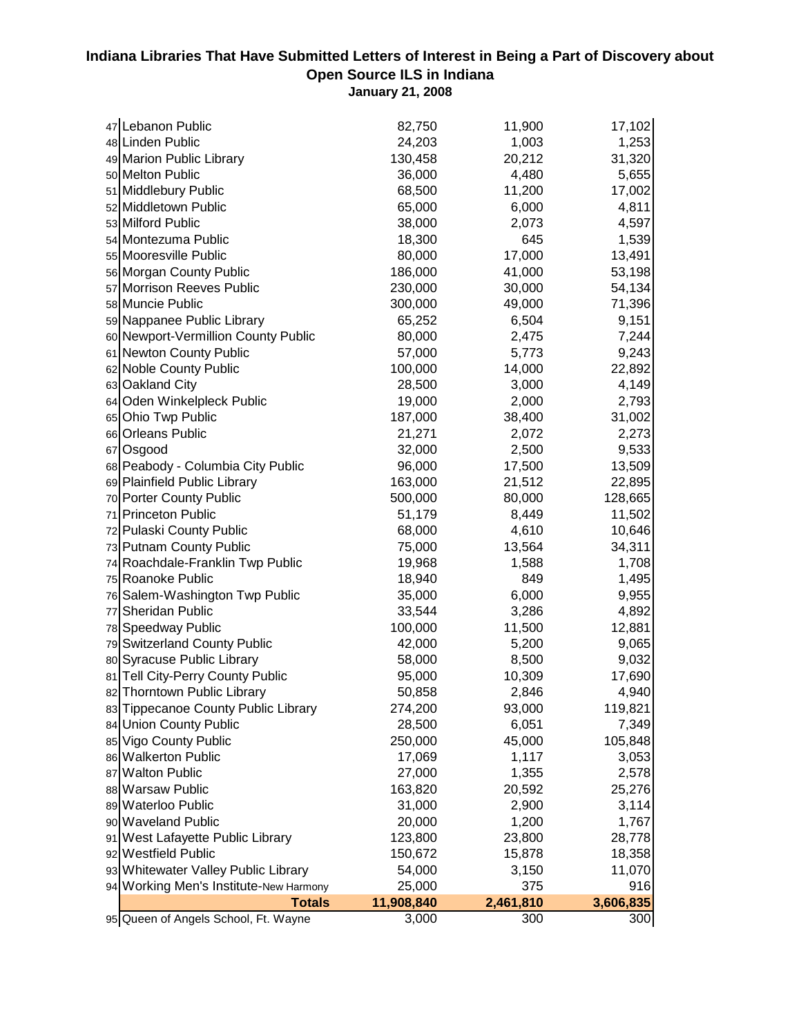# Indiana Libraries That Have Submitted Letters of Interest in Being a Part of Discovery about Open Source ILS in Indiana

**January 21, 2008**

| # | Library | | | |
|---|---|---|---|---|
| 47 | Lebanon Public | 82,750 | 11,900 | 17,102 |
| 48 | Linden Public | 24,203 | 1,003 | 1,253 |
| 49 | Marion Public Library | 130,458 | 20,212 | 31,320 |
| 50 | Melton Public | 36,000 | 4,480 | 5,655 |
| 51 | Middlebury Public | 68,500 | 11,200 | 17,002 |
| 52 | Middletown Public | 65,000 | 6,000 | 4,811 |
| 53 | Milford Public | 38,000 | 2,073 | 4,597 |
| 54 | Montezuma Public | 18,300 | 645 | 1,539 |
| 55 | Mooresville Public | 80,000 | 17,000 | 13,491 |
| 56 | Morgan County Public | 186,000 | 41,000 | 53,198 |
| 57 | Morrison Reeves Public | 230,000 | 30,000 | 54,134 |
| 58 | Muncie Public | 300,000 | 49,000 | 71,396 |
| 59 | Nappanee Public Library | 65,252 | 6,504 | 9,151 |
| 60 | Newport-Vermillion County Public | 80,000 | 2,475 | 7,244 |
| 61 | Newton County Public | 57,000 | 5,773 | 9,243 |
| 62 | Noble County Public | 100,000 | 14,000 | 22,892 |
| 63 | Oakland City | 28,500 | 3,000 | 4,149 |
| 64 | Oden Winkelpleck Public | 19,000 | 2,000 | 2,793 |
| 65 | Ohio Twp Public | 187,000 | 38,400 | 31,002 |
| 66 | Orleans Public | 21,271 | 2,072 | 2,273 |
| 67 | Osgood | 32,000 | 2,500 | 9,533 |
| 68 | Peabody - Columbia City Public | 96,000 | 17,500 | 13,509 |
| 69 | Plainfield Public Library | 163,000 | 21,512 | 22,895 |
| 70 | Porter County Public | 500,000 | 80,000 | 128,665 |
| 71 | Princeton Public | 51,179 | 8,449 | 11,502 |
| 72 | Pulaski County Public | 68,000 | 4,610 | 10,646 |
| 73 | Putnam County Public | 75,000 | 13,564 | 34,311 |
| 74 | Roachdale-Franklin Twp Public | 19,968 | 1,588 | 1,708 |
| 75 | Roanoke Public | 18,940 | 849 | 1,495 |
| 76 | Salem-Washington Twp Public | 35,000 | 6,000 | 9,955 |
| 77 | Sheridan Public | 33,544 | 3,286 | 4,892 |
| 78 | Speedway Public | 100,000 | 11,500 | 12,881 |
| 79 | Switzerland County Public | 42,000 | 5,200 | 9,065 |
| 80 | Syracuse Public Library | 58,000 | 8,500 | 9,032 |
| 81 | Tell City-Perry County Public | 95,000 | 10,309 | 17,690 |
| 82 | Thorntown Public Library | 50,858 | 2,846 | 4,940 |
| 83 | Tippecanoe County Public Library | 274,200 | 93,000 | 119,821 |
| 84 | Union County Public | 28,500 | 6,051 | 7,349 |
| 85 | Vigo County Public | 250,000 | 45,000 | 105,848 |
| 86 | Walkerton Public | 17,069 | 1,117 | 3,053 |
| 87 | Walton Public | 27,000 | 1,355 | 2,578 |
| 88 | Warsaw Public | 163,820 | 20,592 | 25,276 |
| 89 | Waterloo Public | 31,000 | 2,900 | 3,114 |
| 90 | Waveland Public | 20,000 | 1,200 | 1,767 |
| 91 | West Lafayette Public Library | 123,800 | 23,800 | 28,778 |
| 92 | Westfield Public | 150,672 | 15,878 | 18,358 |
| 93 | Whitewater Valley Public Library | 54,000 | 3,150 | 11,070 |
| 94 | Working Men's Institute-New Harmony | 25,000 | 375 | 916 |
| | **Totals** | **11,908,840** | **2,461,810** | **3,606,835** |
| 95 | Queen of Angels School, Ft. Wayne | 3,000 | 300 | 300 |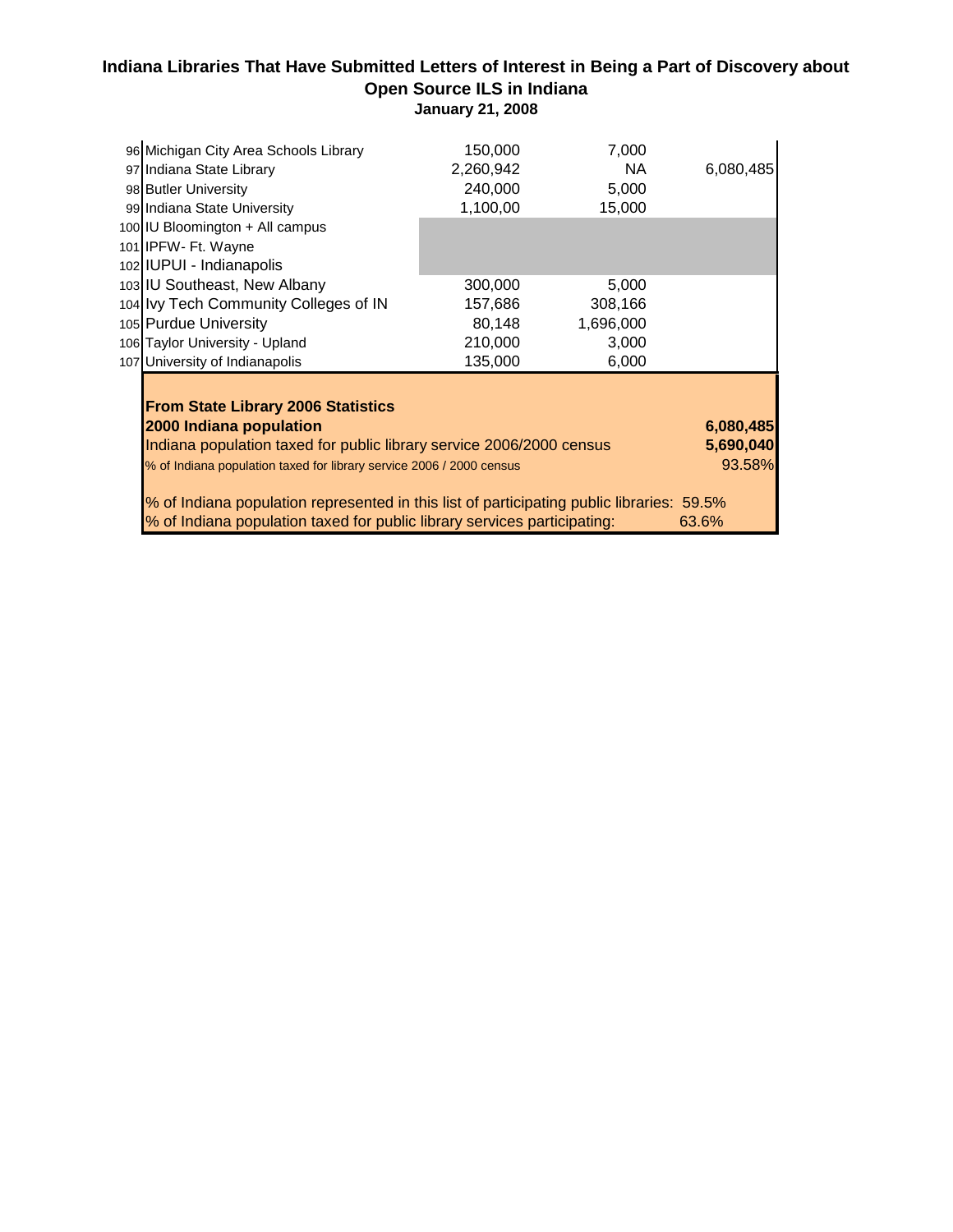## Indiana Libraries That Have Submitted Letters of Interest in Being a Part of Discovery about Open Source ILS in Indiana

**January 21, 2008**

| | | | | |
|---|---|---|---|---|
| 96 | Michigan City Area Schools Library | 150,000 | 7,000 | |
| 97 | Indiana State Library | 2,260,942 | NA | 6,080,485 |
| 98 | Butler University | 240,000 | 5,000 | |
| 99 | Indiana State University | 1,100,00 | 15,000 | |
| 100 | IU Bloomington + All campus | | | |
| 101 | IPFW- Ft. Wayne | | | |
| 102 | IUPUI - Indianapolis | | | |
| 103 | IU Southeast, New Albany | 300,000 | 5,000 | |
| 104 | Ivy Tech Community Colleges of IN | 157,686 | 308,166 | |
| 105 | Purdue University | 80,148 | 1,696,000 | |
| 106 | Taylor University - Upland | 210,000 | 3,000 | |
| 107 | University of Indianapolis | 135,000 | 6,000 | |

**From State Library 2006 Statistics**

| | |
|---|---|
| **2000 Indiana population** | **6,080,485** |
| Indiana population taxed for public library service 2006/2000 census | **5,690,040** |
| % of Indiana population taxed for library service 2006 / 2000 census | 93.58% |

% of Indiana population represented in this list of participating public libraries: 59.5%

% of Indiana population taxed for public library services participating: 63.6%